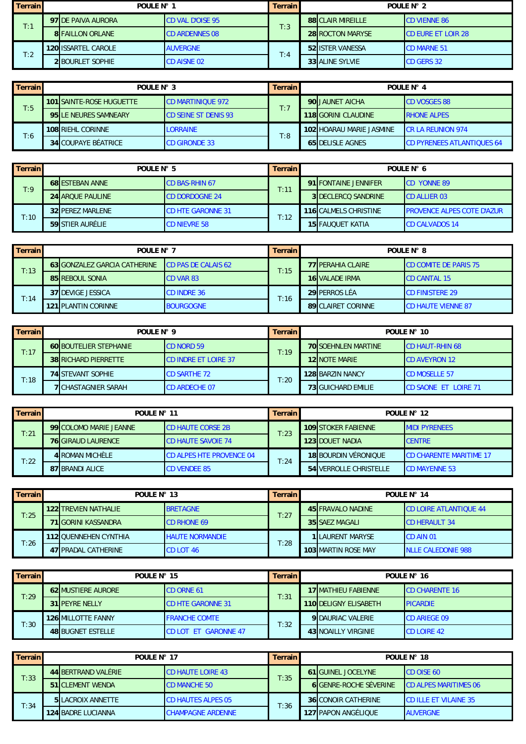| Terrain | POULE N° 1 | | | Terrain | POULE N° 2 | | |
|---|---|---|---|---|---|---|---|
| T:1 | 97 | DE PAIVA AURORA | CD VAL D'OISE 95 | T:3 | 88 | CLAIR MIREILLE | CD VIENNE 86 |
| | 8 | FAILLON ORLANE | CD ARDENNES 08 | | 28 | ROCTON MARYSE | CD EURE ET LOIR 28 |
| T:2 | 120 | ISSARTEL CAROLE | AUVERGNE | T:4 | 52 | ISTER VANESSA | CD MARNE 51 |
| | 2 | BOURLET SOPHIE | CD AISNE 02 | | 33 | ALINE SYLVIE | CD GERS 32 |

| Terrain | POULE N° 3 | | | Terrain | POULE N° 4 | | |
|---|---|---|---|---|---|---|---|
| T:5 | 101 | SAINTE-ROSE HUGUETTE | CD MARTINIQUE 972 | T:7 | 90 | JAUNET AICHA | CD VOSGES 88 |
| | 95 | LE NEURES SAMNEARY | CD SEINE ST DENIS 93 | | 118 | GORINI CLAUDINE | RHONE ALPES |
| T:6 | 108 | RIEHL CORINNE | LORRAINE | T:8 | 102 | HOARAU MARIE JASMINE | CR LA REUNION 974 |
| | 34 | COUPAYE BÉATRICE | CD GIRONDE 33 | | 65 | DELISLE AGNES | CD PYRENEES ATLANTIQUES 64 |

| Terrain | POULE N° 5 | | | Terrain | POULE N° 6 | | |
|---|---|---|---|---|---|---|---|
| T:9 | 68 | ESTEBAN ANNE | CD BAS-RHIN 67 | T:11 | 91 | FONTAINE JENNIFER | CD YONNE 89 |
| | 24 | ARQUE PAULINE | CD DORDOGNE 24 | | 3 | DECLERCQ SANDRINE | CD ALLIER 03 |
| T:10 | 32 | PEREZ MARLENE | CD HTE GARONNE 31 | T:12 | 116 | CALMELS CHRISTINE | PROVENCE ALPES COTE D'AZUR |
| | 59 | STIER AURÉLIE | CD NIEVRE 58 | | 15 | FAUQUET KATIA | CD CALVADOS 14 |

| Terrain | POULE N° 7 | | | Terrain | POULE N° 8 | | |
|---|---|---|---|---|---|---|---|
| T:13 | 63 | GONZALEZ GARCIA CATHERINE | CD PAS DE CALAIS 62 | T:15 | 77 | PERAHIA CLAIRE | CD COMITE DE PARIS 75 |
| | 85 | REBOUL SONIA | CD VAR 83 | | 16 | VALADE IRMA | CD CANTAL 15 |
| T:14 | 37 | DEVIGE JESSICA | CD INDRE 36 | T:16 | 29 | PERROS LÉA | CD FINISTERE 29 |
| | 121 | PLANTIN CORINNE | BOURGOGNE | | 89 | CLAIRET CORINNE | CD HAUTE VIENNE 87 |

| Terrain | POULE N° 9 | | | Terrain | POULE N° 10 | | |
|---|---|---|---|---|---|---|---|
| T:17 | 60 | BOUTELIER STEPHANIE | CD NORD 59 | T:19 | 70 | SOEHNLEN MARTINE | CD HAUT-RHIN 68 |
| | 38 | RICHARD PIERRETTE | CD INDRE ET LOIRE 37 | | 12 | NOTE MARIE | CD AVEYRON 12 |
| T:18 | 74 | STEVANT SOPHIE | CD SARTHE 72 | T:20 | 128 | BARZIN NANCY | CD MOSELLE 57 |
| | 7 | CHASTAGNIER SARAH | CD ARDECHE 07 | | 73 | GUICHARD EMILIE | CD SAONE ET LOIRE 71 |

| Terrain | POULE N° 11 | | | Terrain | POULE N° 12 | | |
|---|---|---|---|---|---|---|---|
| T:21 | 99 | COLOMO MARIE JEANNE | CD HAUTE CORSE 2B | T:23 | 109 | STOKER FABIENNE | MIDI PYRENEES |
| | 76 | GIRAUD LAURENCE | CD HAUTE SAVOIE 74 | | 123 | DOUET NADIA | CENTRE |
| T:22 | 4 | ROMAN MICHÈLE | CD ALPES HTE PROVENCE 04 | T:24 | 18 | BOURDIN VÉRONIQUE | CD CHARENTE MARITIME 17 |
| | 87 | BRANDI ALICE | CD VENDEE 85 | | 54 | VERROLLE CHRISTELLE | CD MAYENNE 53 |

| Terrain | POULE N° 13 | | | Terrain | POULE N° 14 | | |
|---|---|---|---|---|---|---|---|
| T:25 | 122 | TREVIEN NATHALIE | BRETAGNE | T:27 | 45 | FRAVALO NADINE | CD LOIRE ATLANTIQUE 44 |
| | 71 | GORINI KASSANDRA | CD RHONE 69 | | 35 | SAEZ MAGALI | CD HERAULT 34 |
| T:26 | 112 | QUENNEHEN CYNTHIA | HAUTE NORMANDIE | T:28 | 1 | LAURENT MARYSE | CD AIN 01 |
| | 47 | PRADAL CATHERINE | CD LOT 46 | | 103 | MARTIN ROSE MAY | NLLE CALEDONIE 988 |

| Terrain | POULE N° 15 | | | Terrain | POULE N° 16 | | |
|---|---|---|---|---|---|---|---|
| T:29 | 62 | MUSTIERE AURORE | CD ORNE 61 | T:31 | 17 | MATHIEU FABIENNE | CD CHARENTE 16 |
| | 31 | PEYRE NELLY | CD HTE GARONNE 31 | | 110 | DELIGNY ELISABETH | PICARDIE |
| T:30 | 126 | MILLOTTE FANNY | FRANCHE COMTE | T:32 | 9 | DAURIAC VALERIE | CD ARIEGE 09 |
| | 48 | BUGNET ESTELLE | CD LOT ET GARONNE 47 | | 43 | NOAILLY VIRGINIE | CD LOIRE 42 |

| Terrain | POULE N° 17 | | | Terrain | POULE N° 18 | | |
|---|---|---|---|---|---|---|---|
| T:33 | 44 | BERTRAND VALÉRIE | CD HAUTE LOIRE 43 | T:35 | 61 | GUINEL JOCELYNE | CD OISE 60 |
| | 51 | CLEMENT WENDA | CD MANCHE 50 | | 6 | GENRE-ROCHE SÉVERINE | CD ALPES MARITIMES 06 |
| T:34 | 5 | LACROIX ANNETTE | CD HAUTES ALPES 05 | T:36 | 36 | CONOIR CATHERINE | CD ILLE ET VILAINE 35 |
| | 124 | BADRE LUCIANNA | CHAMPAGNE ARDENNE | | 127 | PAPON ANGÉLIQUE | AUVERGNE |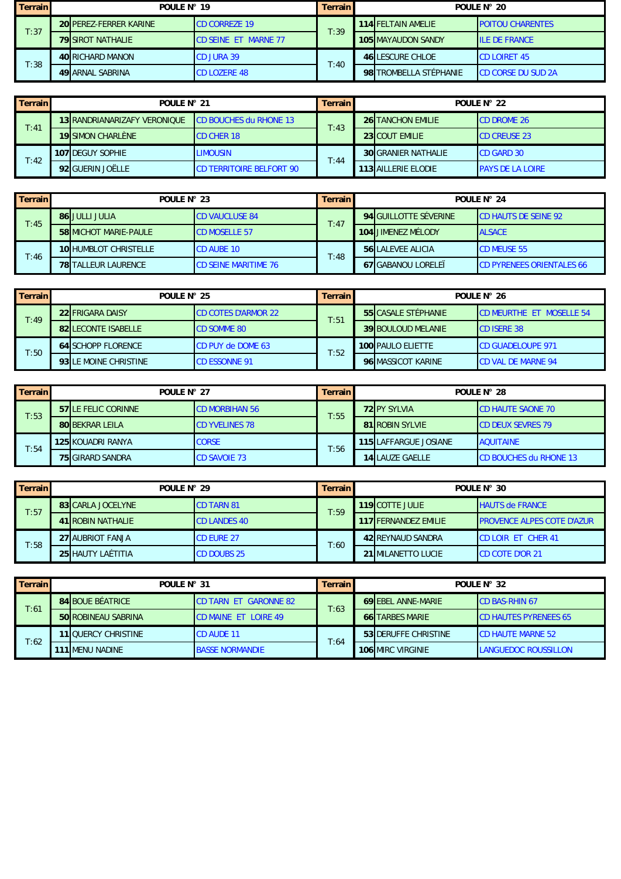| Terrain | POULE N° 19 | | | Terrain | POULE N° 20 | | |
|---|---|---|---|---|---|---|---|
| T:37 | 20 | PEREZ-FERRER KARINE | CD CORREZE 19 | T:39 | 114 | FELTAIN AMELIE | POITOU CHARENTES |
| | 79 | SIROT NATHALIE | CD SEINE ET MARNE 77 | | 105 | MAYAUDON SANDY | ILE DE FRANCE |
| T:38 | 40 | RICHARD MANON | CD JURA 39 | T:40 | 46 | LESCURE CHLOE | CD LOIRET 45 |
| | 49 | ARNAL SABRINA | CD LOZERE 48 | | 98 | TROMBELLA STÉPHANIE | CD CORSE DU SUD 2A |

| Terrain | POULE N° 21 | | | Terrain | POULE N° 22 | | |
|---|---|---|---|---|---|---|---|
| T:41 | 13 | RANDRIANARIZAFY VERONIQUE | CD BOUCHES du RHONE 13 | T:43 | 26 | TANCHON EMILIE | CD DROME 26 |
| | 19 | SIMON CHARLÈNE | CD CHER 18 | | 23 | COUT EMILIE | CD CREUSE 23 |
| T:42 | 107 | DEGUY SOPHIE | LIMOUSIN | T:44 | 30 | GRANIER NATHALIE | CD GARD 30 |
| | 92 | GUERIN JOËLLE | CD TERRITOIRE BELFORT 90 | | 113 | AILLERIE ELODIE | PAYS DE LA LOIRE |

| Terrain | POULE N° 23 | | | Terrain | POULE N° 24 | | |
|---|---|---|---|---|---|---|---|
| T:45 | 86 | JULLI JULIA | CD VAUCLUSE 84 | T:47 | 94 | GUILLOTTE SÉVERINE | CD HAUTS DE SEINE 92 |
| | 58 | MICHOT MARIE-PAULE | CD MOSELLE 57 | | 104 | JIMENEZ MÉLODY | ALSACE |
| T:46 | 10 | HUMBLOT CHRISTELLE | CD AUBE 10 | T:48 | 56 | LALEVEE ALICIA | CD MEUSE 55 |
| | 78 | TALLEUR LAURENCE | CD SEINE MARITIME 76 | | 67 | GABANOU LORELEÏ | CD PYRENEES ORIENTALES 66 |

| Terrain | POULE N° 25 | | | Terrain | POULE N° 26 | | |
|---|---|---|---|---|---|---|---|
| T:49 | 22 | FRIGARA DAISY | CD COTES D'ARMOR 22 | T:51 | 55 | CASALE STÉPHANIE | CD MEURTHE ET MOSELLE 54 |
| | 82 | LECONTE ISABELLE | CD SOMME 80 | | 39 | BOULOUD MELANIE | CD ISERE 38 |
| T:50 | 64 | SCHOPP FLORENCE | CD PUY de DOME 63 | T:52 | 100 | PAULO ELIETTE | CD GUADELOUPE 971 |
| | 93 | LE MOINE CHRISTINE | CD ESSONNE 91 | | 96 | MASSICOT KARINE | CD VAL DE MARNE 94 |

| Terrain | POULE N° 27 | | | Terrain | POULE N° 28 | | |
|---|---|---|---|---|---|---|---|
| T:53 | 57 | LE FELIC CORINNE | CD MORBIHAN 56 | T:55 | 72 | PY SYLVIA | CD HAUTE SAONE 70 |
| | 80 | BEKRAR LEILA | CD YVELINES 78 | | 81 | ROBIN SYLVIE | CD DEUX SEVRES 79 |
| T:54 | 125 | KOUADRI RANYA | CORSE | T:56 | 115 | LAFFARGUE JOSIANE | AQUITAINE |
| | 75 | GIRARD SANDRA | CD SAVOIE 73 | | 14 | LAUZE GAELLE | CD BOUCHES du RHONE 13 |

| Terrain | POULE N° 29 | | | Terrain | POULE N° 30 | | |
|---|---|---|---|---|---|---|---|
| T:57 | 83 | CARLA JOCELYNE | CD TARN 81 | T:59 | 119 | COTTE JULIE | HAUTS de FRANCE |
| | 41 | ROBIN NATHALIE | CD LANDES 40 | | 117 | FERNANDEZ EMILIE | PROVENCE ALPES COTE D'AZUR |
| T:58 | 27 | AUBRIOT FANJA | CD EURE 27 | T:60 | 42 | REYNAUD SANDRA | CD LOIR ET CHER 41 |
| | 25 | HAUTY LAÉTITIA | CD DOUBS 25 | | 21 | MILANETTO LUCIE | CD COTE D'OR 21 |

| Terrain | POULE N° 31 | | | Terrain | POULE N° 32 | | |
|---|---|---|---|---|---|---|---|
| T:61 | 84 | BOUE BÉATRICE | CD TARN ET GARONNE 82 | T:63 | 69 | EBEL ANNE-MARIE | CD BAS-RHIN 67 |
| | 50 | ROBINEAU SABRINA | CD MAINE ET LOIRE 49 | | 66 | TARBES MARIE | CD HAUTES PYRENEES 65 |
| T:62 | 11 | QUERCY CHRISTINE | CD AUDE 11 | T:64 | 53 | DERUFFE CHRISTINE | CD HAUTE MARNE 52 |
| | 111 | MENU NADINE | BASSE NORMANDIE | | 106 | MIRC VIRGINIE | LANGUEDOC ROUSSILLON |